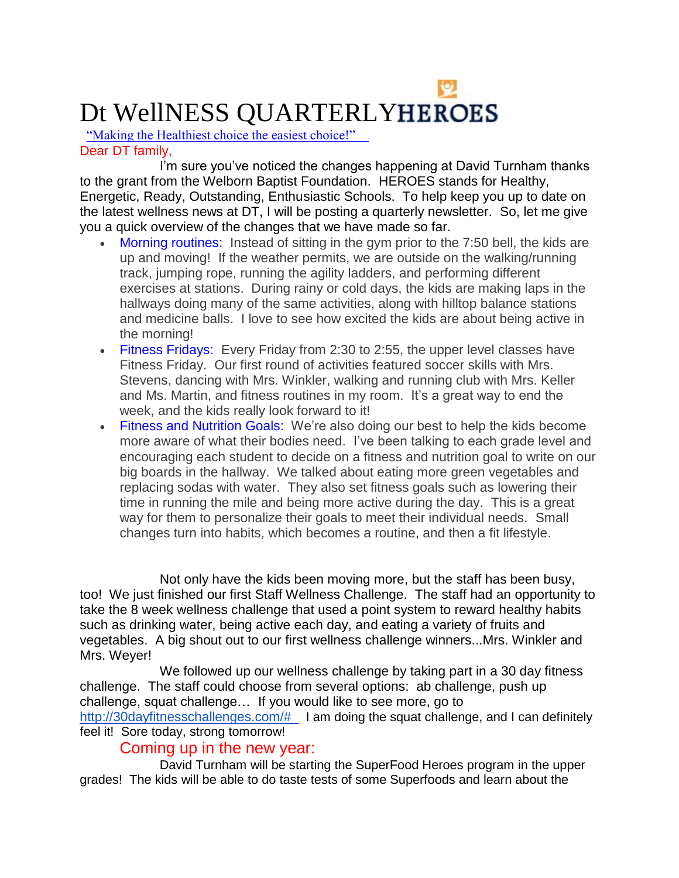# Dt WellNESS QUARTERLY HEROES

"Making the Healthiest choice the easiest choice!"

Dear DT family,

I'm sure you've noticed the changes happening at David Turnham thanks to the grant from the Welborn Baptist Foundation. HEROES stands for Healthy, Energetic, Ready, Outstanding, Enthusiastic Schools. To help keep you up to date on the latest wellness news at DT, I will be posting a quarterly newsletter. So, let me give you a quick overview of the changes that we have made so far.

- Morning routines: Instead of sitting in the gym prior to the 7:50 bell, the kids are up and moving! If the weather permits, we are outside on the walking/running track, jumping rope, running the agility ladders, and performing different exercises at stations. During rainy or cold days, the kids are making laps in the hallways doing many of the same activities, along with hilltop balance stations and medicine balls. I love to see how excited the kids are about being active in the morning!
- Fitness Fridays: Every Friday from 2:30 to 2:55, the upper level classes have Fitness Friday. Our first round of activities featured soccer skills with Mrs. Stevens, dancing with Mrs. Winkler, walking and running club with Mrs. Keller and Ms. Martin, and fitness routines in my room. It's a great way to end the week, and the kids really look forward to it!
- Fitness and Nutrition Goals: We're also doing our best to help the kids become more aware of what their bodies need. I've been talking to each grade level and encouraging each student to decide on a fitness and nutrition goal to write on our big boards in the hallway. We talked about eating more green vegetables and replacing sodas with water. They also set fitness goals such as lowering their time in running the mile and being more active during the day. This is a great way for them to personalize their goals to meet their individual needs. Small changes turn into habits, which becomes a routine, and then a fit lifestyle.

Not only have the kids been moving more, but the staff has been busy, too! We just finished our first Staff Wellness Challenge. The staff had an opportunity to take the 8 week wellness challenge that used a point system to reward healthy habits such as drinking water, being active each day, and eating a variety of fruits and vegetables. A big shout out to our first wellness challenge winners...Mrs. Winkler and Mrs. Weyer!

We followed up our wellness challenge by taking part in a 30 day fitness challenge. The staff could choose from several options: ab challenge, push up challenge, squat challenge… If you would like to see more, go to http://30dayfitnesschallenges.com/# I am doing the squat challenge, and I can definitely feel it! Sore today, strong tomorrow!

## Coming up in the new year:

David Turnham will be starting the SuperFood Heroes program in the upper grades! The kids will be able to do taste tests of some Superfoods and learn about the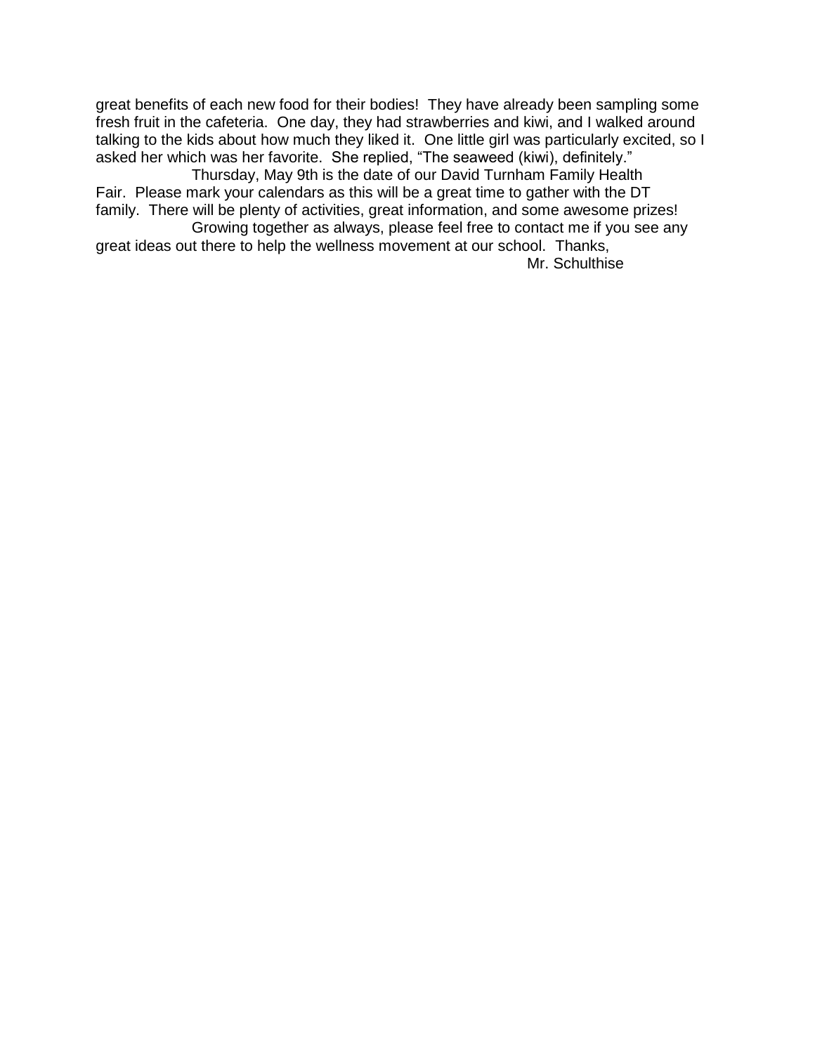great benefits of each new food for their bodies! They have already been sampling some fresh fruit in the cafeteria. One day, they had strawberries and kiwi, and I walked around talking to the kids about how much they liked it. One little girl was particularly excited, so I asked her which was her favorite. She replied, "The seaweed (kiwi), definitely."

Thursday, May 9th is the date of our David Turnham Family Health Fair. Please mark your calendars as this will be a great time to gather with the DT family. There will be plenty of activities, great information, and some awesome prizes!

Growing together as always, please feel free to contact me if you see any great ideas out there to help the wellness movement at our school. Thanks,

Mr. Schulthise